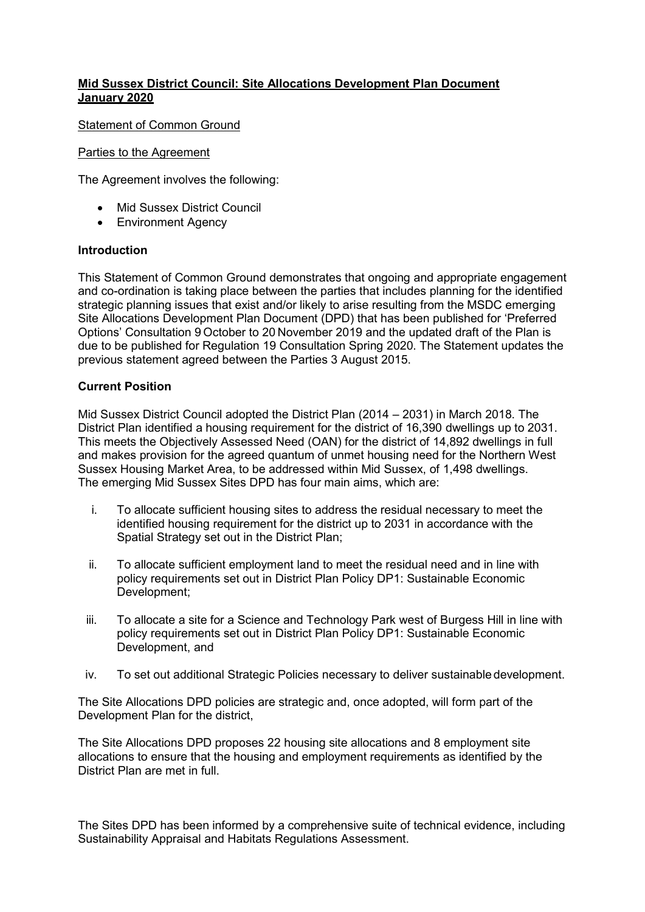**Mid Sussex District Council: Site Allocations Development Plan Document January 2020**

Statement of Common Ground

Parties to the Agreement

The Agreement involves the following:

- Mid Sussex District Council
- Environment Agency

**Introduction**

This Statement of Common Ground demonstrates that ongoing and appropriate engagement and co-ordination is taking place between the parties that includes planning for the identified strategic planning issues that exist and/or likely to arise resulting from the MSDC emerging Site Allocations Development Plan Document (DPD) that has been published for 'Preferred Options' Consultation 9 October to 20 November 2019 and the updated draft of the Plan is due to be published for Regulation 19 Consultation Spring 2020. The Statement updates the previous statement agreed between the Parties 3 August 2015.

**Current Position**

Mid Sussex District Council adopted the District Plan (2014 – 2031) in March 2018. The District Plan identified a housing requirement for the district of 16,390 dwellings up to 2031. This meets the Objectively Assessed Need (OAN) for the district of 14,892 dwellings in full and makes provision for the agreed quantum of unmet housing need for the Northern West Sussex Housing Market Area, to be addressed within Mid Sussex, of 1,498 dwellings. The emerging Mid Sussex Sites DPD has four main aims, which are:

i. To allocate sufficient housing sites to address the residual necessary to meet the identified housing requirement for the district up to 2031 in accordance with the Spatial Strategy set out in the District Plan;

ii. To allocate sufficient employment land to meet the residual need and in line with policy requirements set out in District Plan Policy DP1: Sustainable Economic Development;

iii. To allocate a site for a Science and Technology Park west of Burgess Hill in line with policy requirements set out in District Plan Policy DP1: Sustainable Economic Development, and

iv. To set out additional Strategic Policies necessary to deliver sustainable development.

The Site Allocations DPD policies are strategic and, once adopted, will form part of the Development Plan for the district,

The Site Allocations DPD proposes 22 housing site allocations and 8 employment site allocations to ensure that the housing and employment requirements as identified by the District Plan are met in full.

The Sites DPD has been informed by a comprehensive suite of technical evidence, including Sustainability Appraisal and Habitats Regulations Assessment.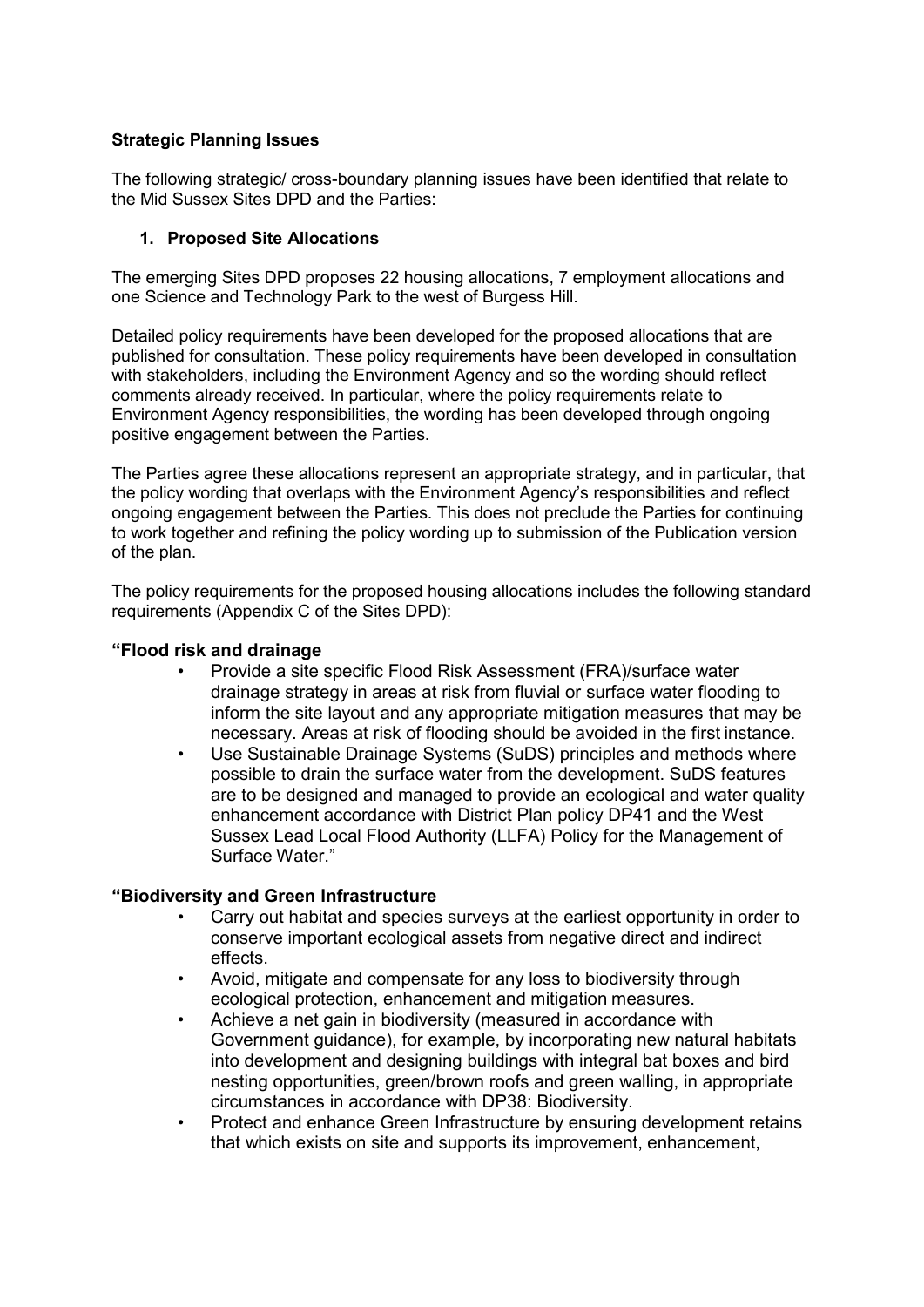**Strategic Planning Issues**

The following strategic/ cross-boundary planning issues have been identified that relate to the Mid Sussex Sites DPD and the Parties:

1. **Proposed Site Allocations**

The emerging Sites DPD proposes 22 housing allocations, 7 employment allocations and one Science and Technology Park to the west of Burgess Hill.

Detailed policy requirements have been developed for the proposed allocations that are published for consultation. These policy requirements have been developed in consultation with stakeholders, including the Environment Agency and so the wording should reflect comments already received. In particular, where the policy requirements relate to Environment Agency responsibilities, the wording has been developed through ongoing positive engagement between the Parties.

The Parties agree these allocations represent an appropriate strategy, and in particular, that the policy wording that overlaps with the Environment Agency's responsibilities and reflect ongoing engagement between the Parties. This does not preclude the Parties for continuing to work together and refining the policy wording up to submission of the Publication version of the plan.

The policy requirements for the proposed housing allocations includes the following standard requirements (Appendix C of the Sites DPD):

**"Flood risk and drainage**

- Provide a site specific Flood Risk Assessment (FRA)/surface water drainage strategy in areas at risk from fluvial or surface water flooding to inform the site layout and any appropriate mitigation measures that may be necessary. Areas at risk of flooding should be avoided in the first instance.
- Use Sustainable Drainage Systems (SuDS) principles and methods where possible to drain the surface water from the development. SuDS features are to be designed and managed to provide an ecological and water quality enhancement accordance with District Plan policy DP41 and the West Sussex Lead Local Flood Authority (LLFA) Policy for the Management of Surface Water."

**"Biodiversity and Green Infrastructure**

- Carry out habitat and species surveys at the earliest opportunity in order to conserve important ecological assets from negative direct and indirect effects.
- Avoid, mitigate and compensate for any loss to biodiversity through ecological protection, enhancement and mitigation measures.
- Achieve a net gain in biodiversity (measured in accordance with Government guidance), for example, by incorporating new natural habitats into development and designing buildings with integral bat boxes and bird nesting opportunities, green/brown roofs and green walling, in appropriate circumstances in accordance with DP38: Biodiversity.
- Protect and enhance Green Infrastructure by ensuring development retains that which exists on site and supports its improvement, enhancement,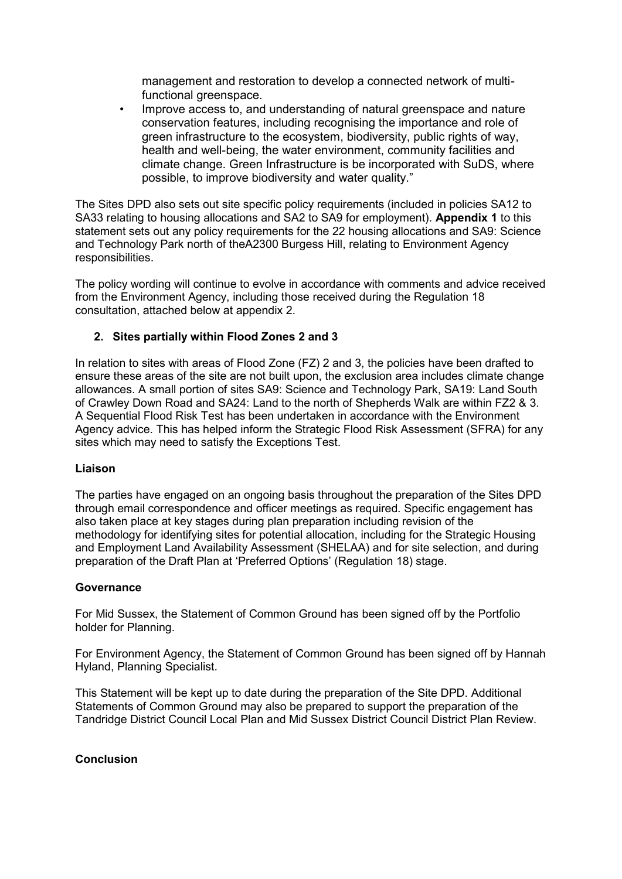management and restoration to develop a connected network of multi-functional greenspace.

- Improve access to, and understanding of natural greenspace and nature conservation features, including recognising the importance and role of green infrastructure to the ecosystem, biodiversity, public rights of way, health and well-being, the water environment, community facilities and climate change. Green Infrastructure is be incorporated with SuDS, where possible, to improve biodiversity and water quality."

The Sites DPD also sets out site specific policy requirements (included in policies SA12 to SA33 relating to housing allocations and SA2 to SA9 for employment). **Appendix 1** to this statement sets out any policy requirements for the 22 housing allocations and SA9: Science and Technology Park north of theA2300 Burgess Hill, relating to Environment Agency responsibilities.

The policy wording will continue to evolve in accordance with comments and advice received from the Environment Agency, including those received during the Regulation 18 consultation, attached below at appendix 2.

## 2. Sites partially within Flood Zones 2 and 3

In relation to sites with areas of Flood Zone (FZ) 2 and 3, the policies have been drafted to ensure these areas of the site are not built upon, the exclusion area includes climate change allowances. A small portion of sites SA9: Science and Technology Park, SA19: Land South of Crawley Down Road and SA24: Land to the north of Shepherds Walk are within FZ2 & 3. A Sequential Flood Risk Test has been undertaken in accordance with the Environment Agency advice. This has helped inform the Strategic Flood Risk Assessment (SFRA) for any sites which may need to satisfy the Exceptions Test.

### Liaison

The parties have engaged on an ongoing basis throughout the preparation of the Sites DPD through email correspondence and officer meetings as required. Specific engagement has also taken place at key stages during plan preparation including revision of the methodology for identifying sites for potential allocation, including for the Strategic Housing and Employment Land Availability Assessment (SHELAA) and for site selection, and during preparation of the Draft Plan at 'Preferred Options' (Regulation 18) stage.

### Governance

For Mid Sussex, the Statement of Common Ground has been signed off by the Portfolio holder for Planning.

For Environment Agency, the Statement of Common Ground has been signed off by Hannah Hyland, Planning Specialist.

This Statement will be kept up to date during the preparation of the Site DPD. Additional Statements of Common Ground may also be prepared to support the preparation of the Tandridge District Council Local Plan and Mid Sussex District Council District Plan Review.

### Conclusion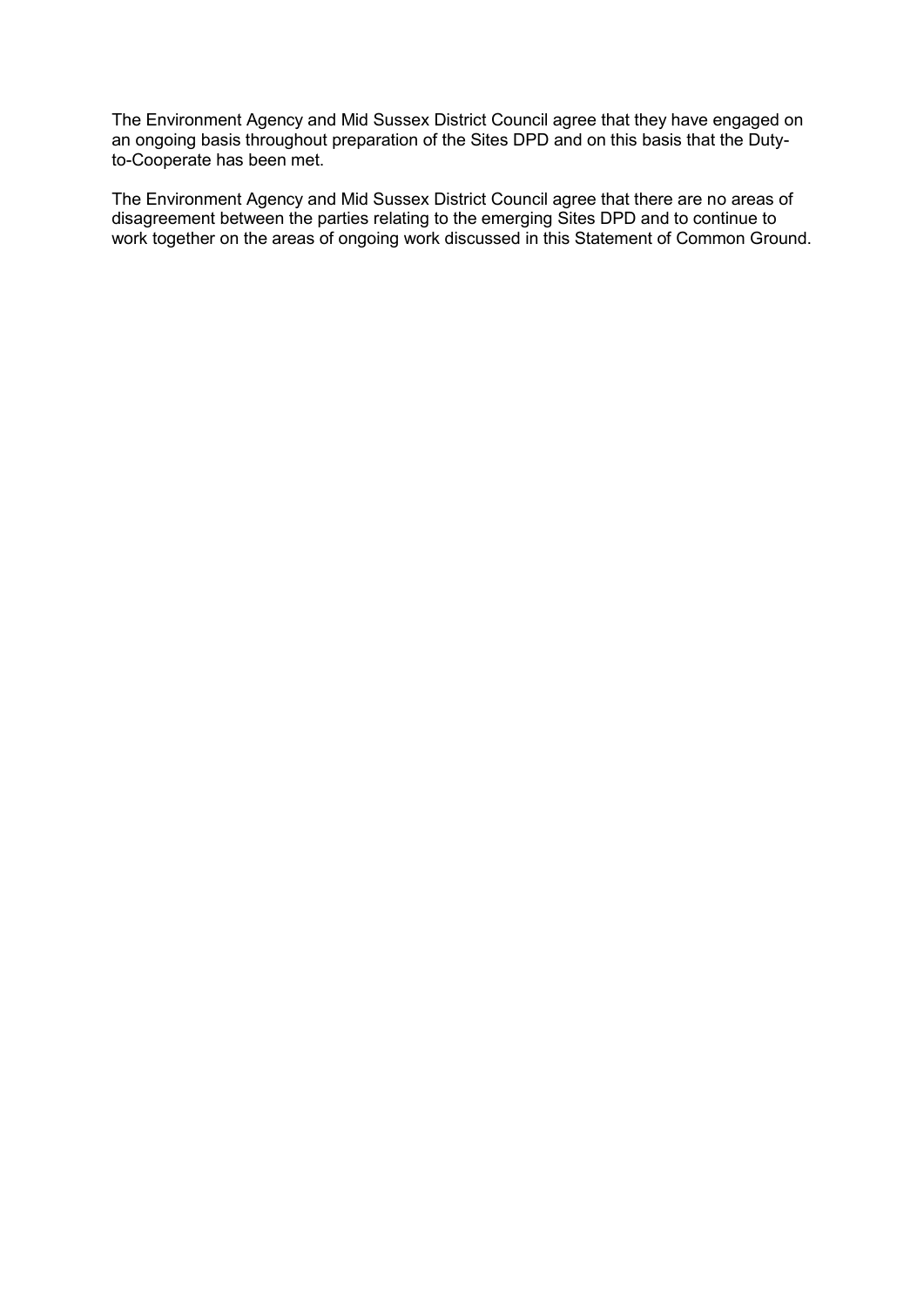The Environment Agency and Mid Sussex District Council agree that they have engaged on an ongoing basis throughout preparation of the Sites DPD and on this basis that the Duty-to-Cooperate has been met.

The Environment Agency and Mid Sussex District Council agree that there are no areas of disagreement between the parties relating to the emerging Sites DPD and to continue to work together on the areas of ongoing work discussed in this Statement of Common Ground.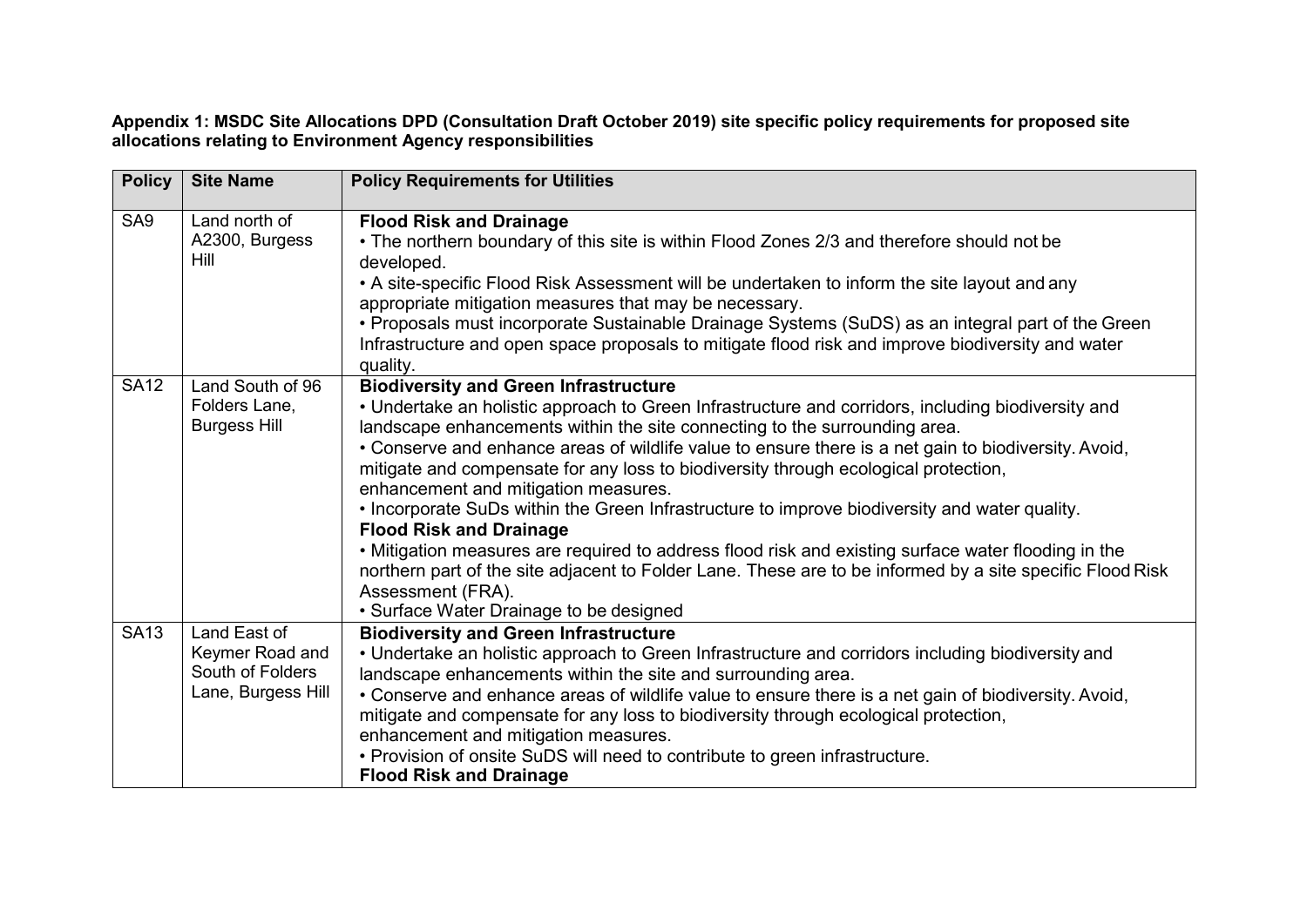**Appendix 1: MSDC Site Allocations DPD (Consultation Draft October 2019) site specific policy requirements for proposed site allocations relating to Environment Agency responsibilities**

| Policy | Site Name | Policy Requirements for Utilities |
|---|---|---|
| SA9 | Land north of A2300, Burgess Hill | **Flood Risk and Drainage**<br>• The northern boundary of this site is within Flood Zones 2/3 and therefore should not be developed.<br>• A site-specific Flood Risk Assessment will be undertaken to inform the site layout and any appropriate mitigation measures that may be necessary.<br>• Proposals must incorporate Sustainable Drainage Systems (SuDS) as an integral part of the Green Infrastructure and open space proposals to mitigate flood risk and improve biodiversity and water quality. |
| SA12 | Land South of 96 Folders Lane, Burgess Hill | **Biodiversity and Green Infrastructure**<br>• Undertake an holistic approach to Green Infrastructure and corridors, including biodiversity and landscape enhancements within the site connecting to the surrounding area.<br>• Conserve and enhance areas of wildlife value to ensure there is a net gain to biodiversity. Avoid, mitigate and compensate for any loss to biodiversity through ecological protection, enhancement and mitigation measures.<br>• Incorporate SuDs within the Green Infrastructure to improve biodiversity and water quality.<br>**Flood Risk and Drainage**<br>• Mitigation measures are required to address flood risk and existing surface water flooding in the northern part of the site adjacent to Folder Lane. These are to be informed by a site specific Flood Risk Assessment (FRA).<br>• Surface Water Drainage to be designed |
| SA13 | Land East of Keymer Road and South of Folders Lane, Burgess Hill | **Biodiversity and Green Infrastructure**<br>• Undertake an holistic approach to Green Infrastructure and corridors including biodiversity and landscape enhancements within the site and surrounding area.<br>• Conserve and enhance areas of wildlife value to ensure there is a net gain of biodiversity. Avoid, mitigate and compensate for any loss to biodiversity through ecological protection, enhancement and mitigation measures.<br>• Provision of onsite SuDS will need to contribute to green infrastructure.<br>**Flood Risk and Drainage** |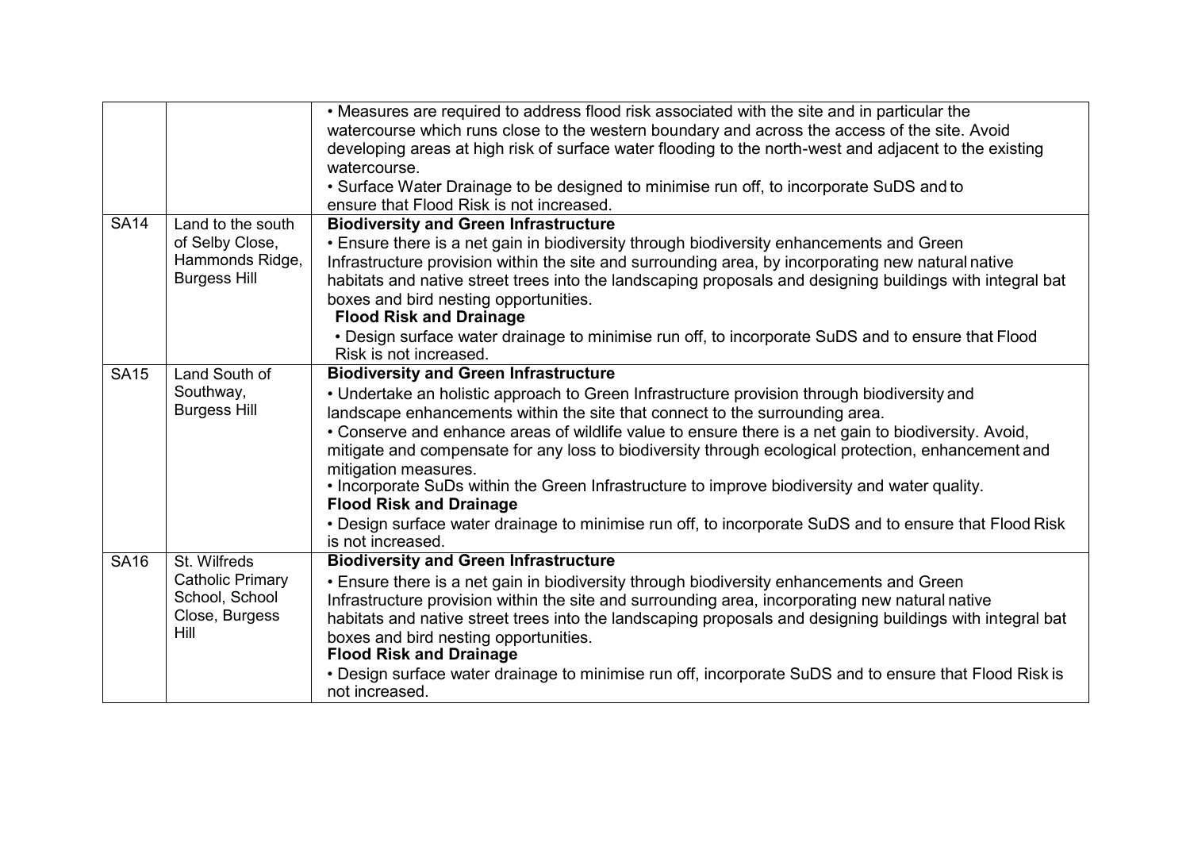| | | |
|---|---|---|
| | | • Measures are required to address flood risk associated with the site and in particular the watercourse which runs close to the western boundary and across the access of the site. Avoid developing areas at high risk of surface water flooding to the north-west and adjacent to the existing watercourse.<br>• Surface Water Drainage to be designed to minimise run off, to incorporate SuDS and to ensure that Flood Risk is not increased. |
| SA14 | Land to the south of Selby Close, Hammonds Ridge, Burgess Hill | **Biodiversity and Green Infrastructure**<br>• Ensure there is a net gain in biodiversity through biodiversity enhancements and Green Infrastructure provision within the site and surrounding area, by incorporating new natural native habitats and native street trees into the landscaping proposals and designing buildings with integral bat boxes and bird nesting opportunities.<br>**Flood Risk and Drainage**<br>• Design surface water drainage to minimise run off, to incorporate SuDS and to ensure that Flood Risk is not increased. |
| SA15 | Land South of Southway, Burgess Hill | **Biodiversity and Green Infrastructure**<br>• Undertake an holistic approach to Green Infrastructure provision through biodiversity and landscape enhancements within the site that connect to the surrounding area.<br>• Conserve and enhance areas of wildlife value to ensure there is a net gain to biodiversity. Avoid, mitigate and compensate for any loss to biodiversity through ecological protection, enhancement and mitigation measures.<br>• Incorporate SuDs within the Green Infrastructure to improve biodiversity and water quality.<br>**Flood Risk and Drainage**<br>• Design surface water drainage to minimise run off, to incorporate SuDS and to ensure that Flood Risk is not increased. |
| SA16 | St. Wilfreds Catholic Primary School, School Close, Burgess Hill | **Biodiversity and Green Infrastructure**<br>• Ensure there is a net gain in biodiversity through biodiversity enhancements and Green Infrastructure provision within the site and surrounding area, incorporating new natural native habitats and native street trees into the landscaping proposals and designing buildings with integral bat boxes and bird nesting opportunities.<br>**Flood Risk and Drainage**<br>• Design surface water drainage to minimise run off, incorporate SuDS and to ensure that Flood Risk is not increased. |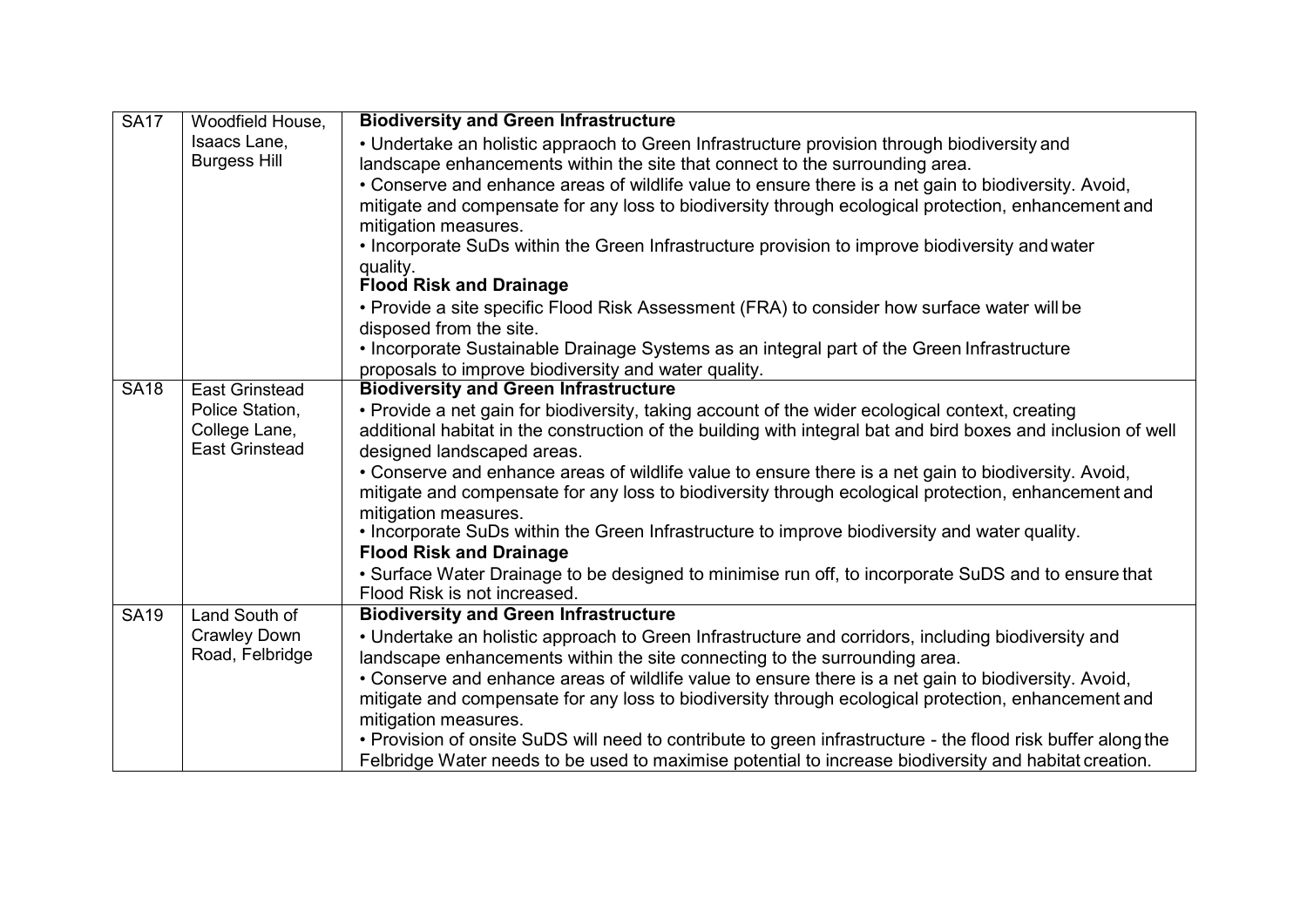| | | |
|---|---|---|
| SA17 | Woodfield House, Isaacs Lane, Burgess Hill | **Biodiversity and Green Infrastructure**<br>• Undertake an holistic appraoch to Green Infrastructure provision through biodiversity and landscape enhancements within the site that connect to the surrounding area.<br>• Conserve and enhance areas of wildlife value to ensure there is a net gain to biodiversity. Avoid, mitigate and compensate for any loss to biodiversity through ecological protection, enhancement and mitigation measures.<br>• Incorporate SuDs within the Green Infrastructure provision to improve biodiversity and water quality.<br>**Flood Risk and Drainage**<br>• Provide a site specific Flood Risk Assessment (FRA) to consider how surface water will be disposed from the site.<br>• Incorporate Sustainable Drainage Systems as an integral part of the Green Infrastructure proposals to improve biodiversity and water quality. |
| SA18 | East Grinstead Police Station, College Lane, East Grinstead | **Biodiversity and Green Infrastructure**<br>• Provide a net gain for biodiversity, taking account of the wider ecological context, creating additional habitat in the construction of the building with integral bat and bird boxes and inclusion of well designed landscaped areas.<br>• Conserve and enhance areas of wildlife value to ensure there is a net gain to biodiversity. Avoid, mitigate and compensate for any loss to biodiversity through ecological protection, enhancement and mitigation measures.<br>• Incorporate SuDs within the Green Infrastructure to improve biodiversity and water quality.<br>**Flood Risk and Drainage**<br>• Surface Water Drainage to be designed to minimise run off, to incorporate SuDS and to ensure that Flood Risk is not increased. |
| SA19 | Land South of Crawley Down Road, Felbridge | **Biodiversity and Green Infrastructure**<br>• Undertake an holistic approach to Green Infrastructure and corridors, including biodiversity and landscape enhancements within the site connecting to the surrounding area.<br>• Conserve and enhance areas of wildlife value to ensure there is a net gain to biodiversity. Avoid, mitigate and compensate for any loss to biodiversity through ecological protection, enhancement and mitigation measures.<br>• Provision of onsite SuDS will need to contribute to green infrastructure - the flood risk buffer along the Felbridge Water needs to be used to maximise potential to increase biodiversity and habitat creation. |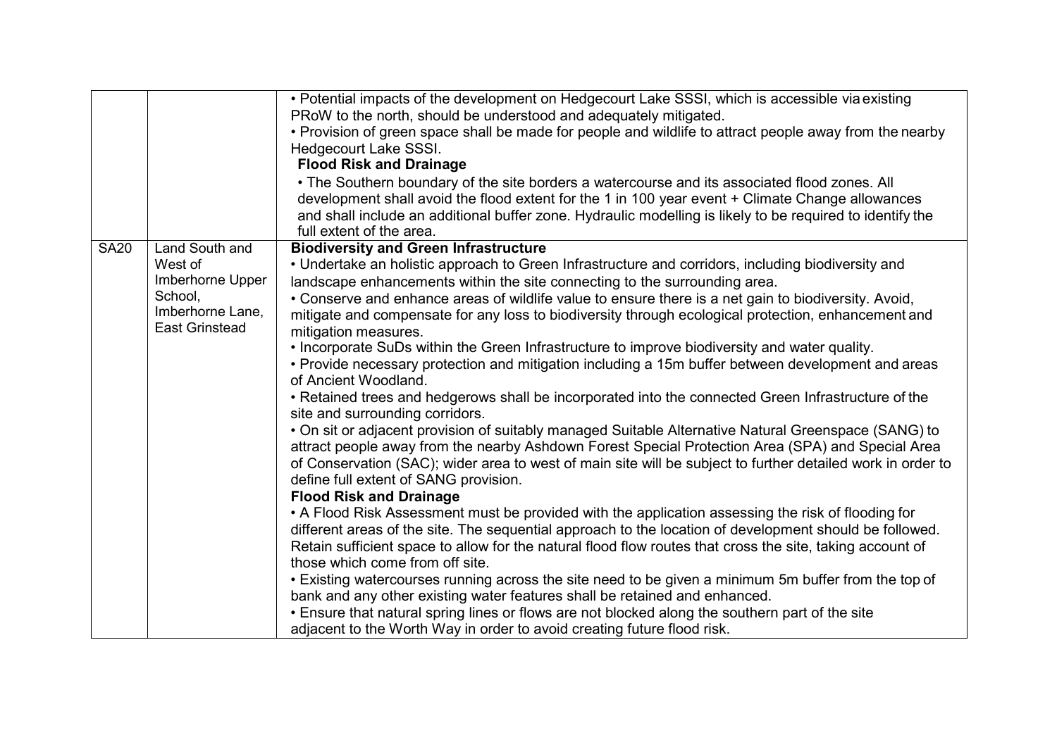| | | |
|---|---|---|
| | | • Potential impacts of the development on Hedgecourt Lake SSSI, which is accessible via existing PRoW to the north, should be understood and adequately mitigated.<br>• Provision of green space shall be made for people and wildlife to attract people away from the nearby Hedgecourt Lake SSSI.<br>**Flood Risk and Drainage**<br>• The Southern boundary of the site borders a watercourse and its associated flood zones. All development shall avoid the flood extent for the 1 in 100 year event + Climate Change allowances and shall include an additional buffer zone. Hydraulic modelling is likely to be required to identify the full extent of the area. |
| SA20 | Land South and West of Imberhorne Upper School, Imberhorne Lane, East Grinstead | **Biodiversity and Green Infrastructure**<br>• Undertake an holistic approach to Green Infrastructure and corridors, including biodiversity and landscape enhancements within the site connecting to the surrounding area.<br>• Conserve and enhance areas of wildlife value to ensure there is a net gain to biodiversity. Avoid, mitigate and compensate for any loss to biodiversity through ecological protection, enhancement and mitigation measures.<br>• Incorporate SuDs within the Green Infrastructure to improve biodiversity and water quality.<br>• Provide necessary protection and mitigation including a 15m buffer between development and areas of Ancient Woodland.<br>• Retained trees and hedgerows shall be incorporated into the connected Green Infrastructure of the site and surrounding corridors.<br>• On sit or adjacent provision of suitably managed Suitable Alternative Natural Greenspace (SANG) to attract people away from the nearby Ashdown Forest Special Protection Area (SPA) and Special Area of Conservation (SAC); wider area to west of main site will be subject to further detailed work in order to define full extent of SANG provision.<br>**Flood Risk and Drainage**<br>• A Flood Risk Assessment must be provided with the application assessing the risk of flooding for different areas of the site. The sequential approach to the location of development should be followed. Retain sufficient space to allow for the natural flood flow routes that cross the site, taking account of those which come from off site.<br>• Existing watercourses running across the site need to be given a minimum 5m buffer from the top of bank and any other existing water features shall be retained and enhanced.<br>• Ensure that natural spring lines or flows are not blocked along the southern part of the site adjacent to the Worth Way in order to avoid creating future flood risk. |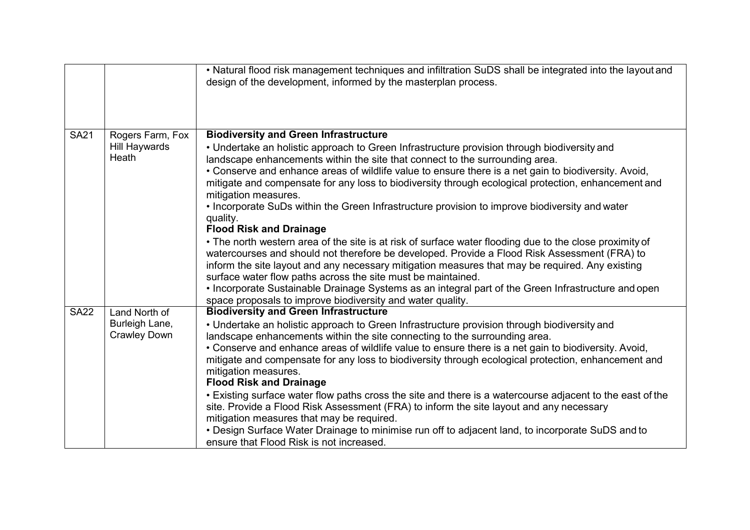| | | |
|---|---|---|
| | | • Natural flood risk management techniques and infiltration SuDS shall be integrated into the layout and design of the development, informed by the masterplan process. |
| SA21 | Rogers Farm, Fox Hill Haywards Heath | **Biodiversity and Green Infrastructure**<br>• Undertake an holistic approach to Green Infrastructure provision through biodiversity and landscape enhancements within the site that connect to the surrounding area.<br>• Conserve and enhance areas of wildlife value to ensure there is a net gain to biodiversity. Avoid, mitigate and compensate for any loss to biodiversity through ecological protection, enhancement and mitigation measures.<br>• Incorporate SuDs within the Green Infrastructure provision to improve biodiversity and water quality.<br>**Flood Risk and Drainage**<br>• The north western area of the site is at risk of surface water flooding due to the close proximity of watercourses and should not therefore be developed. Provide a Flood Risk Assessment (FRA) to inform the site layout and any necessary mitigation measures that may be required. Any existing surface water flow paths across the site must be maintained.<br>• Incorporate Sustainable Drainage Systems as an integral part of the Green Infrastructure and open space proposals to improve biodiversity and water quality. |
| SA22 | Land North of Burleigh Lane, Crawley Down | **Biodiversity and Green Infrastructure**<br>• Undertake an holistic approach to Green Infrastructure provision through biodiversity and landscape enhancements within the site connecting to the surrounding area.<br>• Conserve and enhance areas of wildlife value to ensure there is a net gain to biodiversity. Avoid, mitigate and compensate for any loss to biodiversity through ecological protection, enhancement and mitigation measures.<br>**Flood Risk and Drainage**<br>• Existing surface water flow paths cross the site and there is a watercourse adjacent to the east of the site. Provide a Flood Risk Assessment (FRA) to inform the site layout and any necessary mitigation measures that may be required.<br>• Design Surface Water Drainage to minimise run off to adjacent land, to incorporate SuDS and to ensure that Flood Risk is not increased. |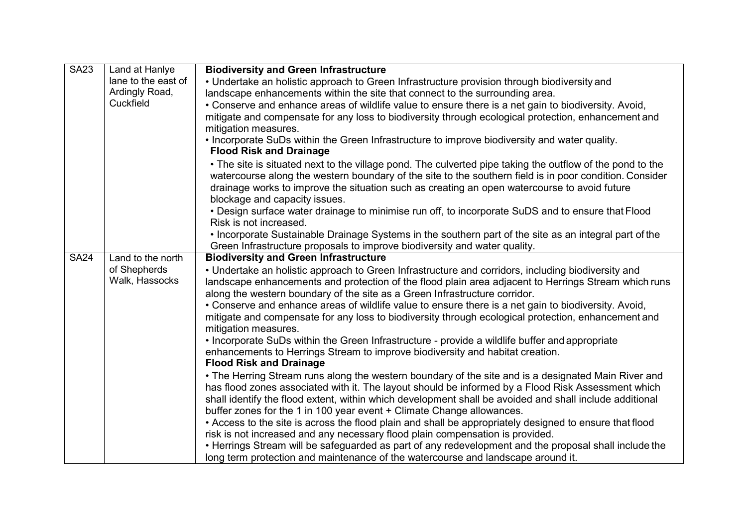| | | |
|---|---|---|
| SA23 | Land at Hanlye lane to the east of Ardingly Road, Cuckfield | **Biodiversity and Green Infrastructure**<br>• Undertake an holistic approach to Green Infrastructure provision through biodiversity and landscape enhancements within the site that connect to the surrounding area.<br>• Conserve and enhance areas of wildlife value to ensure there is a net gain to biodiversity. Avoid, mitigate and compensate for any loss to biodiversity through ecological protection, enhancement and mitigation measures.<br>• Incorporate SuDs within the Green Infrastructure to improve biodiversity and water quality.<br>**Flood Risk and Drainage**<br>• The site is situated next to the village pond. The culverted pipe taking the outflow of the pond to the watercourse along the western boundary of the site to the southern field is in poor condition. Consider drainage works to improve the situation such as creating an open watercourse to avoid future blockage and capacity issues.<br>• Design surface water drainage to minimise run off, to incorporate SuDS and to ensure that Flood Risk is not increased.<br>• Incorporate Sustainable Drainage Systems in the southern part of the site as an integral part of the Green Infrastructure proposals to improve biodiversity and water quality. |
| SA24 | Land to the north of Shepherds Walk, Hassocks | **Biodiversity and Green Infrastructure**<br>• Undertake an holistic approach to Green Infrastructure and corridors, including biodiversity and landscape enhancements and protection of the flood plain area adjacent to Herrings Stream which runs along the western boundary of the site as a Green Infrastructure corridor.<br>• Conserve and enhance areas of wildlife value to ensure there is a net gain to biodiversity. Avoid, mitigate and compensate for any loss to biodiversity through ecological protection, enhancement and mitigation measures.<br>• Incorporate SuDs within the Green Infrastructure - provide a wildlife buffer and appropriate enhancements to Herrings Stream to improve biodiversity and habitat creation.<br>**Flood Risk and Drainage**<br>• The Herring Stream runs along the western boundary of the site and is a designated Main River and has flood zones associated with it. The layout should be informed by a Flood Risk Assessment which shall identify the flood extent, within which development shall be avoided and shall include additional buffer zones for the 1 in 100 year event + Climate Change allowances.<br>• Access to the site is across the flood plain and shall be appropriately designed to ensure that flood risk is not increased and any necessary flood plain compensation is provided.<br>• Herrings Stream will be safeguarded as part of any redevelopment and the proposal shall include the long term protection and maintenance of the watercourse and landscape around it. |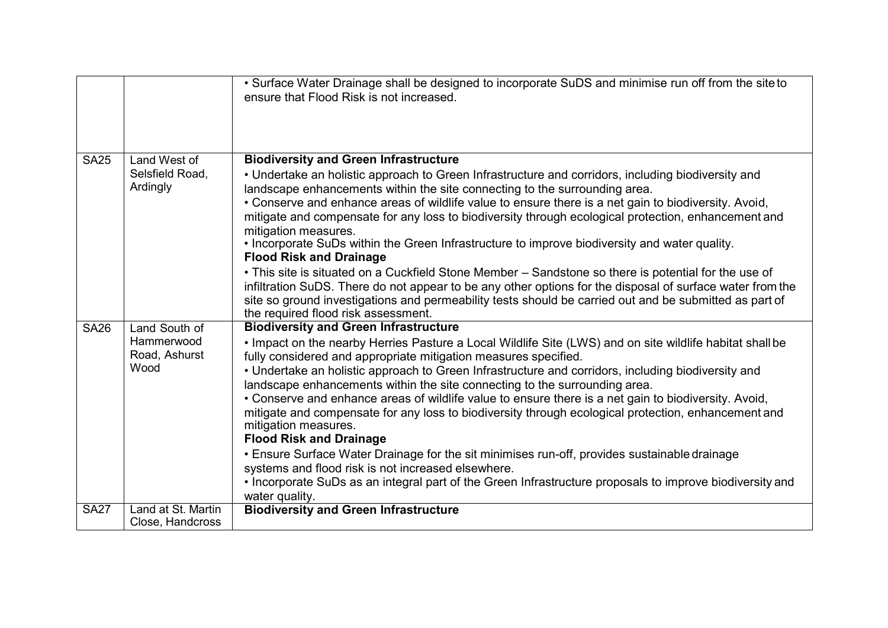| | | |
|---|---|---|
| | | • Surface Water Drainage shall be designed to incorporate SuDS and minimise run off from the site to ensure that Flood Risk is not increased. |
| SA25 | Land West of Selsfield Road, Ardingly | **Biodiversity and Green Infrastructure**<br>• Undertake an holistic approach to Green Infrastructure and corridors, including biodiversity and landscape enhancements within the site connecting to the surrounding area.<br>• Conserve and enhance areas of wildlife value to ensure there is a net gain to biodiversity. Avoid, mitigate and compensate for any loss to biodiversity through ecological protection, enhancement and mitigation measures.<br>• Incorporate SuDs within the Green Infrastructure to improve biodiversity and water quality.<br>**Flood Risk and Drainage**<br>• This site is situated on a Cuckfield Stone Member – Sandstone so there is potential for the use of infiltration SuDS. There do not appear to be any other options for the disposal of surface water from the site so ground investigations and permeability tests should be carried out and be submitted as part of the required flood risk assessment. |
| SA26 | Land South of Hammerwood Road, Ashurst Wood | **Biodiversity and Green Infrastructure**<br>• Impact on the nearby Herries Pasture a Local Wildlife Site (LWS) and on site wildlife habitat shall be fully considered and appropriate mitigation measures specified.<br>• Undertake an holistic approach to Green Infrastructure and corridors, including biodiversity and landscape enhancements within the site connecting to the surrounding area.<br>• Conserve and enhance areas of wildlife value to ensure there is a net gain to biodiversity. Avoid, mitigate and compensate for any loss to biodiversity through ecological protection, enhancement and mitigation measures.<br>**Flood Risk and Drainage**<br>• Ensure Surface Water Drainage for the sit minimises run-off, provides sustainable drainage systems and flood risk is not increased elsewhere.<br>• Incorporate SuDs as an integral part of the Green Infrastructure proposals to improve biodiversity and water quality. |
| SA27 | Land at St. Martin Close, Handcross | **Biodiversity and Green Infrastructure** |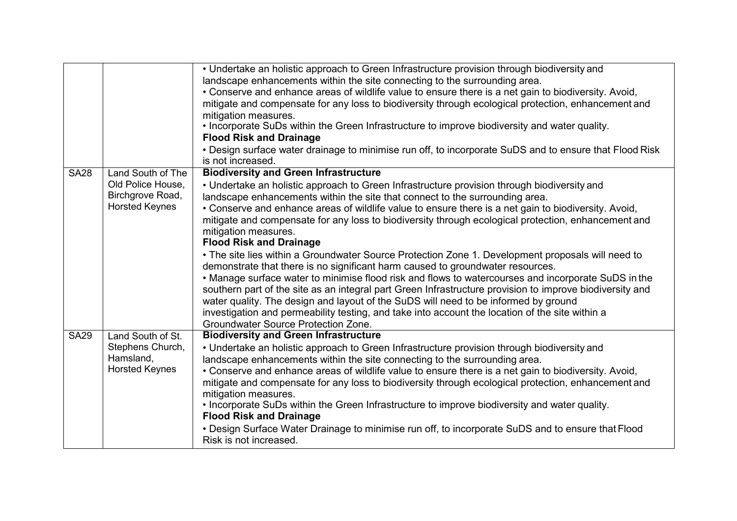| | | |
|---|---|---|
| | | • Undertake an holistic approach to Green Infrastructure provision through biodiversity and landscape enhancements within the site connecting to the surrounding area.<br>• Conserve and enhance areas of wildlife value to ensure there is a net gain to biodiversity. Avoid, mitigate and compensate for any loss to biodiversity through ecological protection, enhancement and mitigation measures.<br>• Incorporate SuDs within the Green Infrastructure to improve biodiversity and water quality.<br>**Flood Risk and Drainage**<br>• Design surface water drainage to minimise run off, to incorporate SuDS and to ensure that Flood Risk is not increased. |
| SA28 | Land South of The Old Police House, Birchgrove Road, Horsted Keynes | **Biodiversity and Green Infrastructure**<br>• Undertake an holistic approach to Green Infrastructure provision through biodiversity and landscape enhancements within the site that connect to the surrounding area.<br>• Conserve and enhance areas of wildlife value to ensure there is a net gain to biodiversity. Avoid, mitigate and compensate for any loss to biodiversity through ecological protection, enhancement and mitigation measures.<br>**Flood Risk and Drainage**<br>• The site lies within a Groundwater Source Protection Zone 1. Development proposals will need to demonstrate that there is no significant harm caused to groundwater resources.<br>• Manage surface water to minimise flood risk and flows to watercourses and incorporate SuDS in the southern part of the site as an integral part Green Infrastructure provision to improve biodiversity and water quality. The design and layout of the SuDS will need to be informed by ground investigation and permeability testing, and take into account the location of the site within a Groundwater Source Protection Zone. |
| SA29 | Land South of St. Stephens Church, Hamsland, Horsted Keynes | **Biodiversity and Green Infrastructure**<br>• Undertake an holistic approach to Green Infrastructure provision through biodiversity and landscape enhancements within the site connecting to the surrounding area.<br>• Conserve and enhance areas of wildlife value to ensure there is a net gain to biodiversity. Avoid, mitigate and compensate for any loss to biodiversity through ecological protection, enhancement and mitigation measures.<br>• Incorporate SuDs within the Green Infrastructure to improve biodiversity and water quality.<br>**Flood Risk and Drainage**<br>• Design Surface Water Drainage to minimise run off, to incorporate SuDS and to ensure that Flood Risk is not increased. |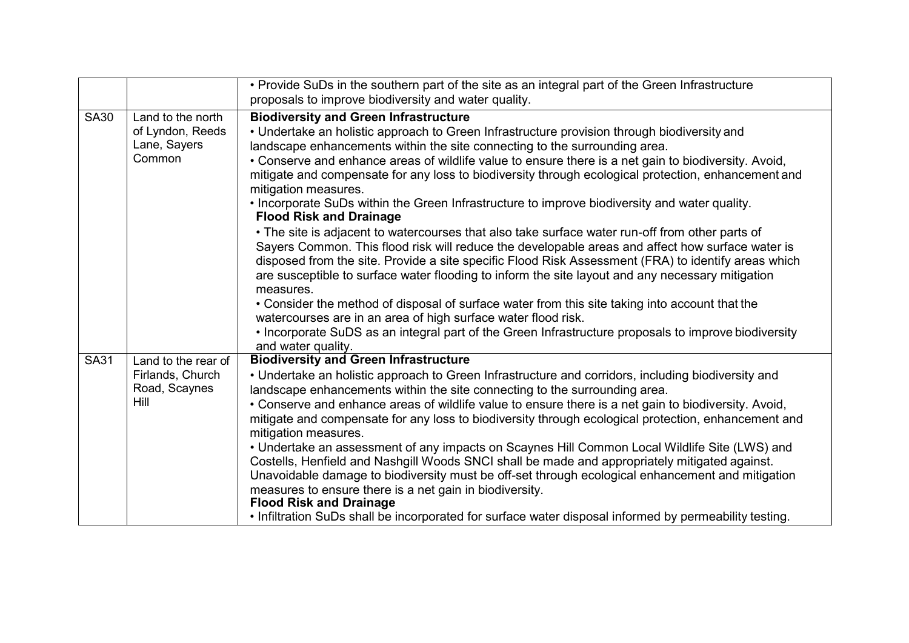| | | |
|---|---|---|
| | | • Provide SuDs in the southern part of the site as an integral part of the Green Infrastructure proposals to improve biodiversity and water quality. |
| SA30 | Land to the north of Lyndon, Reeds Lane, Sayers Common | **Biodiversity and Green Infrastructure**<br>• Undertake an holistic approach to Green Infrastructure provision through biodiversity and landscape enhancements within the site connecting to the surrounding area.<br>• Conserve and enhance areas of wildlife value to ensure there is a net gain to biodiversity. Avoid, mitigate and compensate for any loss to biodiversity through ecological protection, enhancement and mitigation measures.<br>• Incorporate SuDs within the Green Infrastructure to improve biodiversity and water quality.<br>**Flood Risk and Drainage**<br>• The site is adjacent to watercourses that also take surface water run-off from other parts of Sayers Common. This flood risk will reduce the developable areas and affect how surface water is disposed from the site. Provide a site specific Flood Risk Assessment (FRA) to identify areas which are susceptible to surface water flooding to inform the site layout and any necessary mitigation measures.<br>• Consider the method of disposal of surface water from this site taking into account that the watercourses are in an area of high surface water flood risk.<br>• Incorporate SuDS as an integral part of the Green Infrastructure proposals to improve biodiversity and water quality. |
| SA31 | Land to the rear of Firlands, Church Road, Scaynes Hill | **Biodiversity and Green Infrastructure**<br>• Undertake an holistic approach to Green Infrastructure and corridors, including biodiversity and landscape enhancements within the site connecting to the surrounding area.<br>• Conserve and enhance areas of wildlife value to ensure there is a net gain to biodiversity. Avoid, mitigate and compensate for any loss to biodiversity through ecological protection, enhancement and mitigation measures.<br>• Undertake an assessment of any impacts on Scaynes Hill Common Local Wildlife Site (LWS) and Costells, Henfield and Nashgill Woods SNCI shall be made and appropriately mitigated against. Unavoidable damage to biodiversity must be off-set through ecological enhancement and mitigation measures to ensure there is a net gain in biodiversity.<br>**Flood Risk and Drainage**<br>• Infiltration SuDs shall be incorporated for surface water disposal informed by permeability testing. |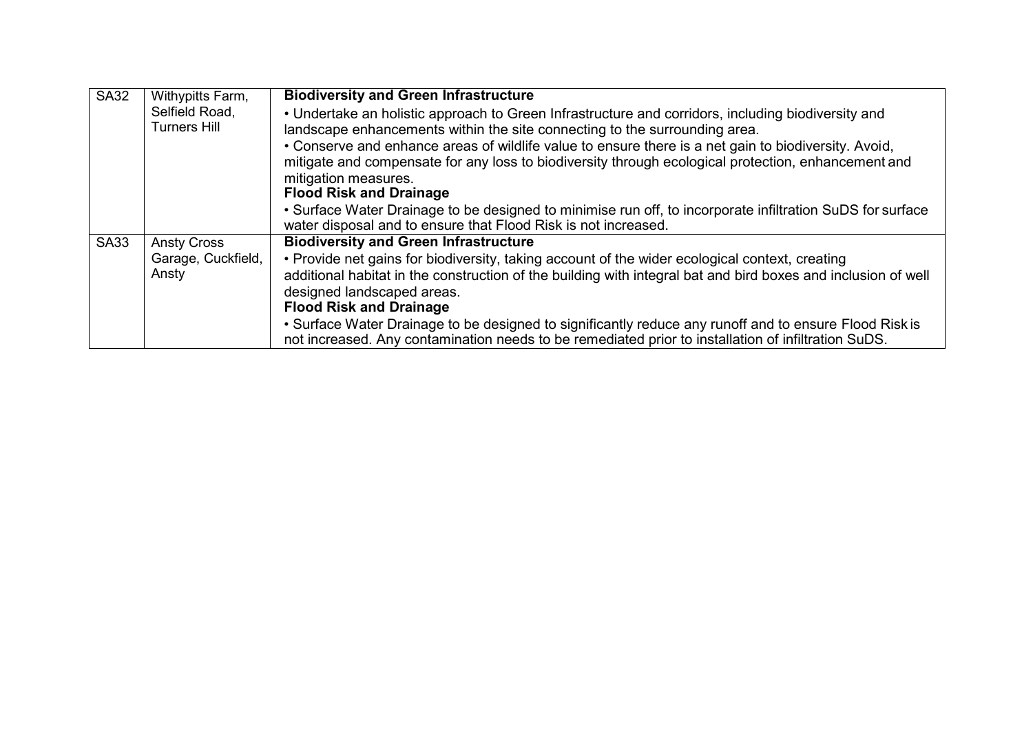| | | |
|---|---|---|
| SA32 | Withypitts Farm, Selfield Road, Turners Hill | **Biodiversity and Green Infrastructure**<br>• Undertake an holistic approach to Green Infrastructure and corridors, including biodiversity and landscape enhancements within the site connecting to the surrounding area.<br>• Conserve and enhance areas of wildlife value to ensure there is a net gain to biodiversity. Avoid, mitigate and compensate for any loss to biodiversity through ecological protection, enhancement and mitigation measures.<br>**Flood Risk and Drainage**<br>• Surface Water Drainage to be designed to minimise run off, to incorporate infiltration SuDS for surface water disposal and to ensure that Flood Risk is not increased. |
| SA33 | Ansty Cross Garage, Cuckfield, Ansty | **Biodiversity and Green Infrastructure**<br>• Provide net gains for biodiversity, taking account of the wider ecological context, creating additional habitat in the construction of the building with integral bat and bird boxes and inclusion of well designed landscaped areas.<br>**Flood Risk and Drainage**<br>• Surface Water Drainage to be designed to significantly reduce any runoff and to ensure Flood Risk is not increased. Any contamination needs to be remediated prior to installation of infiltration SuDS. |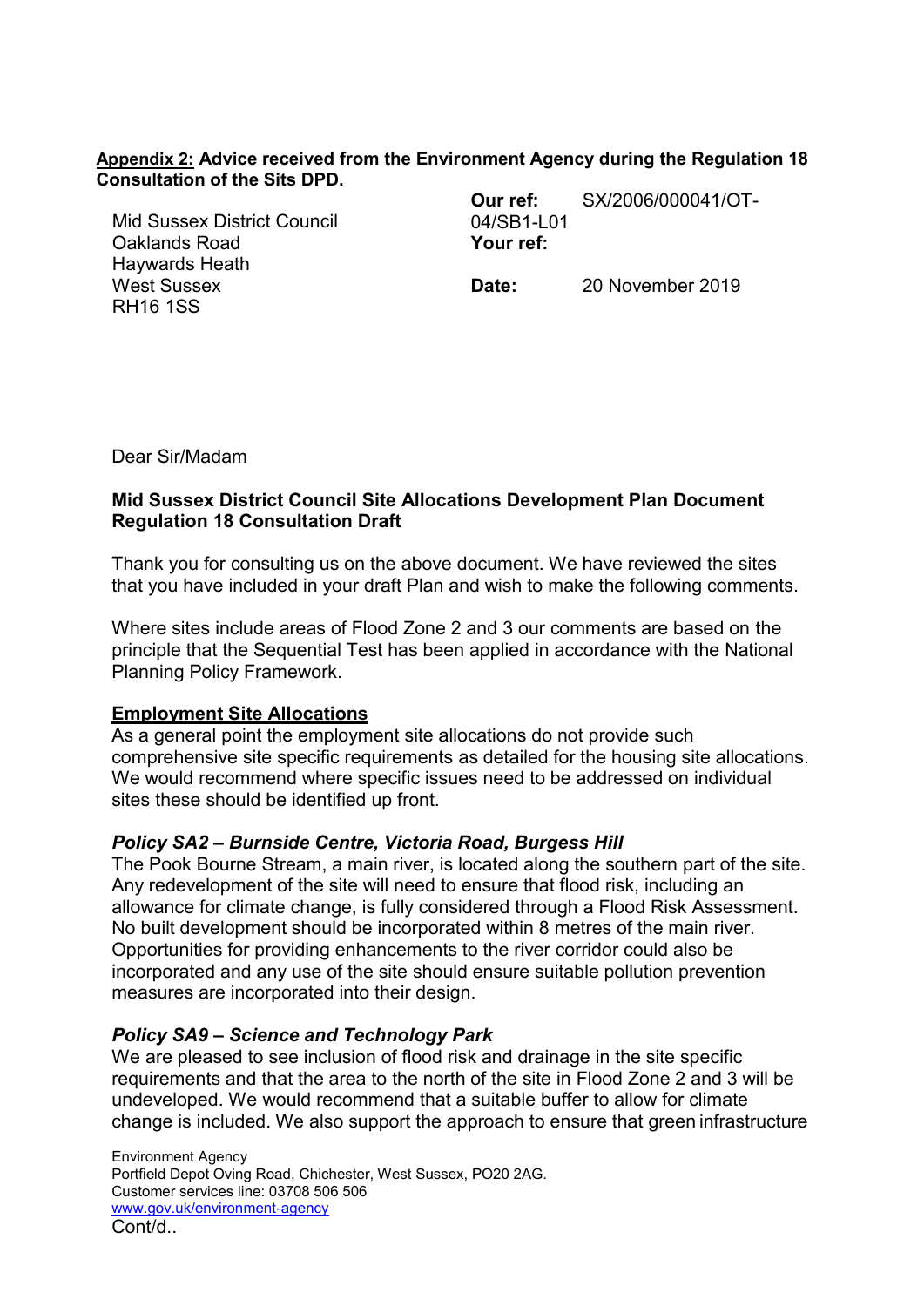**Appendix 2: Advice received from the Environment Agency during the Regulation 18 Consultation of the Sits DPD.**

Mid Sussex District Council
Oaklands Road
Haywards Heath
West Sussex
RH16 1SS

**Our ref:** SX/2006/000041/OT-04/SB1-L01
**Your ref:**

**Date:** 20 November 2019

Dear Sir/Madam

**Mid Sussex District Council Site Allocations Development Plan Document Regulation 18 Consultation Draft**

Thank you for consulting us on the above document. We have reviewed the sites that you have included in your draft Plan and wish to make the following comments.

Where sites include areas of Flood Zone 2 and 3 our comments are based on the principle that the Sequential Test has been applied in accordance with the National Planning Policy Framework.

## Employment Site Allocations

As a general point the employment site allocations do not provide such comprehensive site specific requirements as detailed for the housing site allocations. We would recommend where specific issues need to be addressed on individual sites these should be identified up front.

### *Policy SA2 – Burnside Centre, Victoria Road, Burgess Hill*

The Pook Bourne Stream, a main river, is located along the southern part of the site. Any redevelopment of the site will need to ensure that flood risk, including an allowance for climate change, is fully considered through a Flood Risk Assessment. No built development should be incorporated within 8 metres of the main river. Opportunities for providing enhancements to the river corridor could also be incorporated and any use of the site should ensure suitable pollution prevention measures are incorporated into their design.

### *Policy SA9 – Science and Technology Park*

We are pleased to see inclusion of flood risk and drainage in the site specific requirements and that the area to the north of the site in Flood Zone 2 and 3 will be undeveloped. We would recommend that a suitable buffer to allow for climate change is included. We also support the approach to ensure that green infrastructure

Environment Agency
Portfield Depot Oving Road, Chichester, West Sussex, PO20 2AG.
Customer services line: 03708 506 506
www.gov.uk/environment-agency
Cont/d..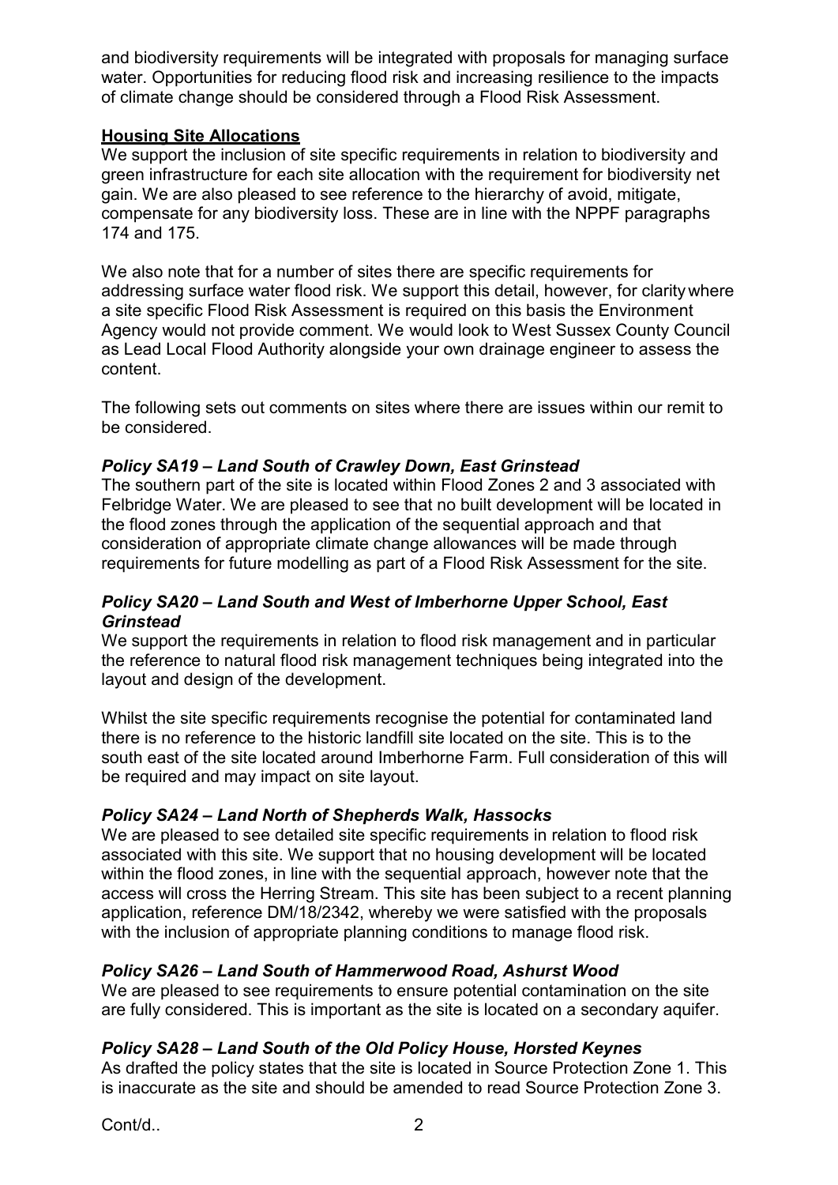and biodiversity requirements will be integrated with proposals for managing surface water. Opportunities for reducing flood risk and increasing resilience to the impacts of climate change should be considered through a Flood Risk Assessment.

**Housing Site Allocations**

We support the inclusion of site specific requirements in relation to biodiversity and green infrastructure for each site allocation with the requirement for biodiversity net gain. We are also pleased to see reference to the hierarchy of avoid, mitigate, compensate for any biodiversity loss. These are in line with the NPPF paragraphs 174 and 175.

We also note that for a number of sites there are specific requirements for addressing surface water flood risk. We support this detail, however, for clarity where a site specific Flood Risk Assessment is required on this basis the Environment Agency would not provide comment. We would look to West Sussex County Council as Lead Local Flood Authority alongside your own drainage engineer to assess the content.

The following sets out comments on sites where there are issues within our remit to be considered.

***Policy SA19 – Land South of Crawley Down, East Grinstead***

The southern part of the site is located within Flood Zones 2 and 3 associated with Felbridge Water. We are pleased to see that no built development will be located in the flood zones through the application of the sequential approach and that consideration of appropriate climate change allowances will be made through requirements for future modelling as part of a Flood Risk Assessment for the site.

***Policy SA20 – Land South and West of Imberhorne Upper School, East Grinstead***

We support the requirements in relation to flood risk management and in particular the reference to natural flood risk management techniques being integrated into the layout and design of the development.

Whilst the site specific requirements recognise the potential for contaminated land there is no reference to the historic landfill site located on the site. This is to the south east of the site located around Imberhorne Farm. Full consideration of this will be required and may impact on site layout.

***Policy SA24 – Land North of Shepherds Walk, Hassocks***

We are pleased to see detailed site specific requirements in relation to flood risk associated with this site. We support that no housing development will be located within the flood zones, in line with the sequential approach, however note that the access will cross the Herring Stream. This site has been subject to a recent planning application, reference DM/18/2342, whereby we were satisfied with the proposals with the inclusion of appropriate planning conditions to manage flood risk.

***Policy SA26 – Land South of Hammerwood Road, Ashurst Wood***

We are pleased to see requirements to ensure potential contamination on the site are fully considered. This is important as the site is located on a secondary aquifer.

***Policy SA28 – Land South of the Old Policy House, Horsted Keynes***

As drafted the policy states that the site is located in Source Protection Zone 1. This is inaccurate as the site and should be amended to read Source Protection Zone 3.

Cont/d..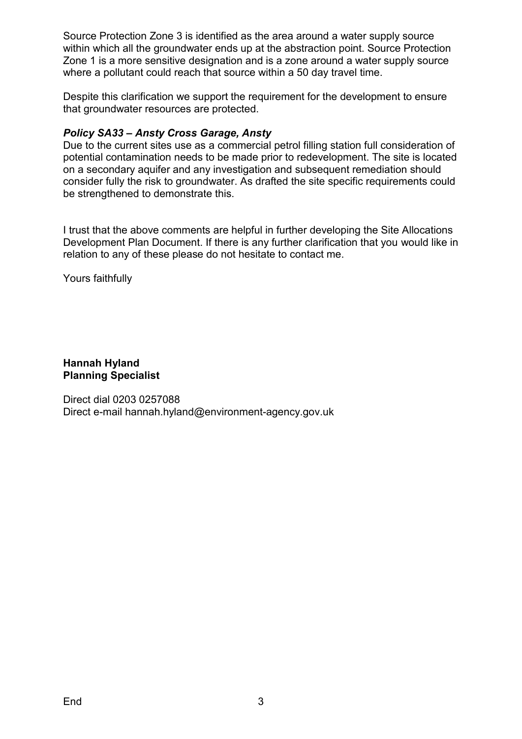Source Protection Zone 3 is identified as the area around a water supply source within which all the groundwater ends up at the abstraction point. Source Protection Zone 1 is a more sensitive designation and is a zone around a water supply source where a pollutant could reach that source within a 50 day travel time.

Despite this clarification we support the requirement for the development to ensure that groundwater resources are protected.

***Policy SA33 – Ansty Cross Garage, Ansty***

Due to the current sites use as a commercial petrol filling station full consideration of potential contamination needs to be made prior to redevelopment. The site is located on a secondary aquifer and any investigation and subsequent remediation should consider fully the risk to groundwater. As drafted the site specific requirements could be strengthened to demonstrate this.

I trust that the above comments are helpful in further developing the Site Allocations Development Plan Document. If there is any further clarification that you would like in relation to any of these please do not hesitate to contact me.

Yours faithfully

**Hannah Hyland**
**Planning Specialist**

Direct dial 0203 0257088
Direct e-mail hannah.hyland@environment-agency.gov.uk

End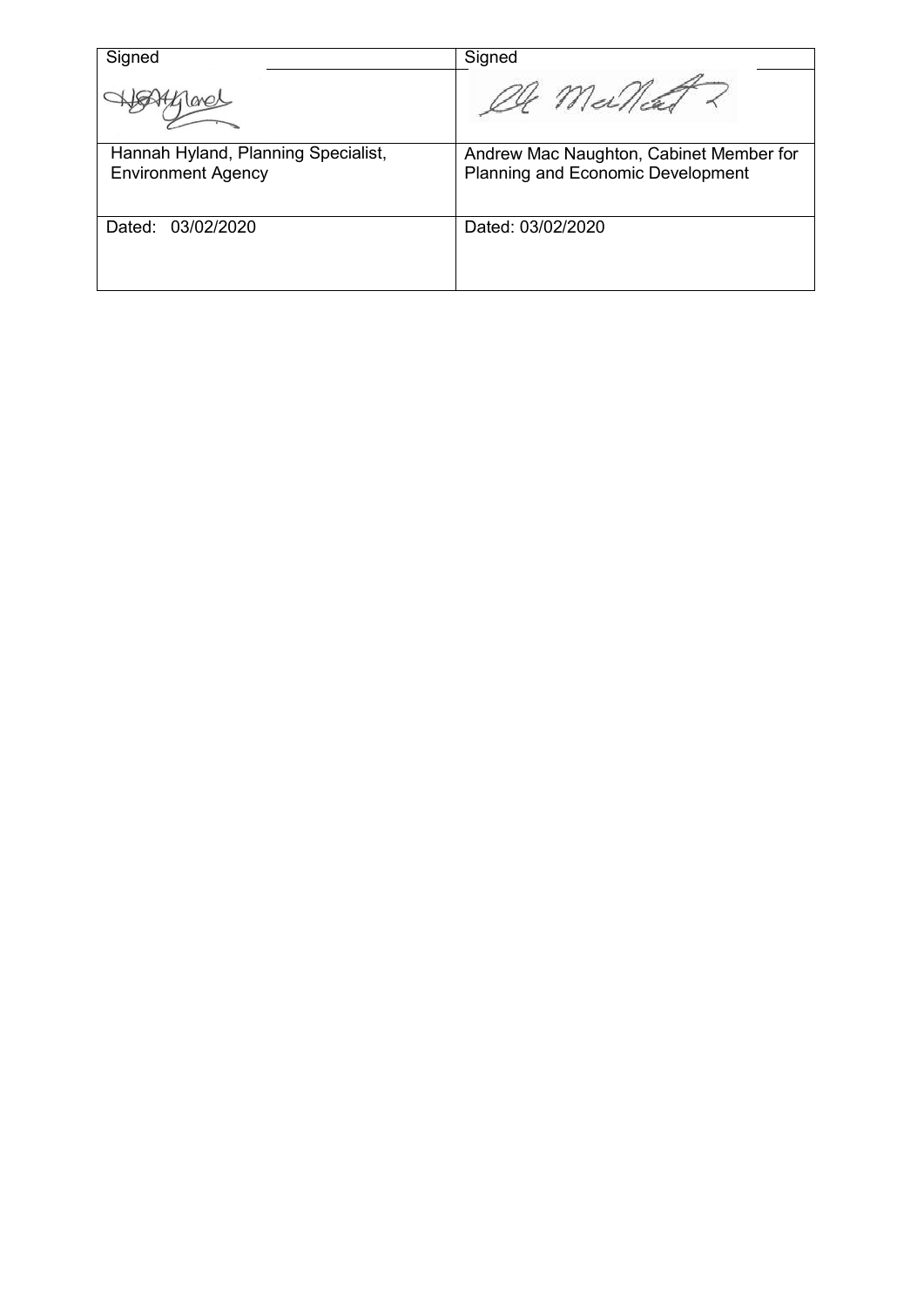| | |
|---|---|
| Signed | Signed |
| | |
| Hannah Hyland, Planning Specialist, Environment Agency | Andrew Mac Naughton, Cabinet Member for Planning and Economic Development |
| Dated: 03/02/2020 | Dated: 03/02/2020 |